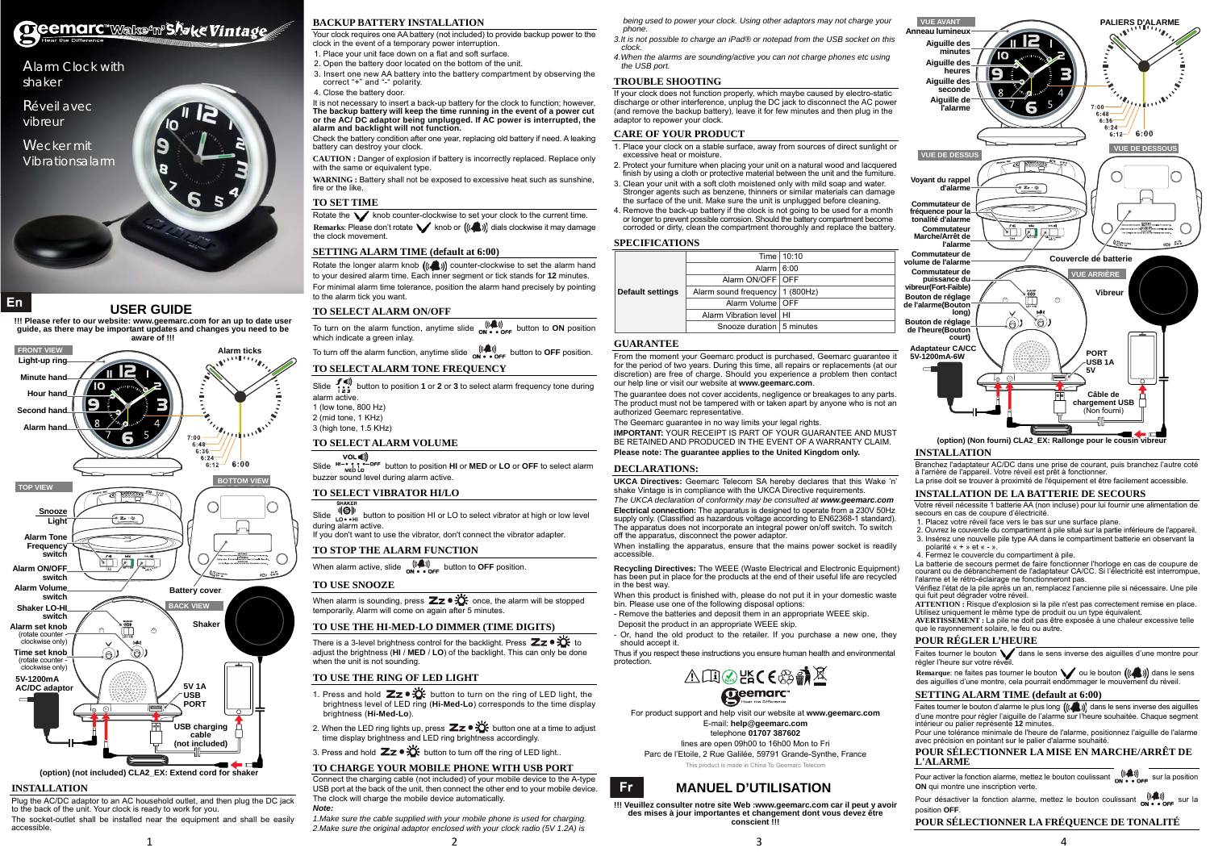# geemarc Wake'n'Shake Vintage

Alarm Clock with shaker

Réveil avec vibreur

Wecker mit Vibrationsalarm

En

## USER GUIDE

**!!! Please refer to our website: www.geemarc.com for an up to date user guide, as there may be important updates and changes you need to be aware of !!!**

FRONT VIEW: Light-up ring, Minute hand, Hour hand, Second hand, Alarm hand, Alarm ticks

TOP VIEW: Snooze Light, Alarm Tone Frequency switch, Alarm ON/OFF switch, Alarm Volume switch, Shaker LO-HI switch, Alarm set knob (rotate counter - clockwise only), Time set knob (rotate counter - clockwise only), 5V-1200mA AC/DC adaptor

BOTTOM VIEW: Battery cover

BACK VIEW: Shaker, 5V 1A USB PORT, USB charging cable (not included)

(option) (not included) CLA2_EX: Extend cord for shaker

### INSTALLATION

Plug the AC/DC adaptor to an AC household outlet, and then plug the DC jack to the back of the unit. Your clock is ready to work for you.

The socket-outlet shall be installed near the equipment and shall be easily accessible.

### BACKUP BATTERY INSTALLATION

Your clock requires one AA battery (not included) to provide backup power to the clock in the event of a temporary power interruption.

1. Place your unit face down on a flat and soft surface.
2. Open the battery door located on the bottom of the unit.
3. Insert one new AA battery into the battery compartment by observing the correct "+" and "-" polarity.
4. Close the battery door.

It is not necessary to insert a back-up battery for the clock to function; however, **The backup battery will keep the time running in the event a power cut or the AC/ DC adaptor being unplugged. If AC power is interrupted, the alarm and backlight will not function.**

Check the battery condition after one year, replacing old battery if need. A leaking battery can destroy your clock.

**CAUTION :** Danger of explosion if battery is incorrectly replaced. Replace only with the same or equivalent type.

**WARNING :** Battery shall not be exposed to excessive heat such as sunshine, fire or the like.

### TO SET TIME

Rotate the knob counter-clockwise to set your clock to the current time.

**Remarks**: Please don't rotate knob or dials clockwise it may damage the clock movement.

### SETTING ALARM TIME (default at 6:00)

Rotate the longer alarm knob counter-clockwise to set the alarm hand to your desired alarm time. Each inner segment or tick stands for **12** minutes.

For minimal alarm time tolerance, position the alarm hand precisely by pointing to the alarm tick you want.

### TO SELECT ALARM ON/OFF

To turn on the alarm function, anytime slide button to **ON** position which indicate a green inlay.

To turn off the alarm function, anytime slide button to **OFF** position.

### TO SELECT ALARM TONE FREQUENCY

Slide button to position **1** or **2** or **3** to select alarm frequency tone during alarm active.

1 (low tone, 800 Hz)

2 (mid tone, 1 KHz)

3 (high tone, 1.5 KHz)

### TO SELECT ALARM VOLUME

Slide button to position **HI** or **MED** or **LO** or **OFF** to select alarm buzzer sound level during alarm active.

### TO SELECT VIBRATOR HI/LO

Slide button to position HI or LO to select vibrator at high or low level during alarm active.

If you don't want to use the vibrator, don't connect the vibrator adapter.

### TO STOP THE ALARM FUNCTION

When alarm active, slide button to **OFF** position.

### TO USE SNOOZE

When alarm is sounding, press once, the alarm will be stopped temporarily. Alarm will come on again after 5 minutes.

### TO USE THE HI-MED-LO DIMMER (TIME DIGITS)

There is a 3-level brightness control for the backlight. Press to adjust the brightness (**HI** / **MED** / **LO**) of the backlight. This can only be done when the unit is not sounding.

### TO USE THE RING OF LED LIGHT

1. Press and hold button to turn on the ring of LED light, the brightness level of LED ring (**Hi-Med-Lo**) corresponds to the time display brightness (**Hi-Med-Lo**).
2. When the LED ring lights up, press button one at a time to adjust time display brightness and LED ring brightness accordingly.
3. Press and hold button to turn off the ring of LED light..

### TO CHARGE YOUR MOBILE PHONE WITH USB PORT

Connect the charging cable (not included) of your mobile device to the A-type USB port at the back of the unit, then connect the other end to your mobile device. The clock will charge the mobile device automatically.

***Note:***

*1.Make sure the cable supplied with your mobile phone is used for charging.*

*2.Make sure the original adaptor enclosed with your clock radio (5V 1.2A) is being used to power your clock. Using other adaptors may not charge your phone.*

*3.It is not possible to charge an iPad® or notepad from the USB socket on this clock.*

*4.When the alarms are sounding/active you can not charge phones etc using the USB port.*

### TROUBLE SHOOTING

If your clock does not function properly, which maybe caused by electro-static discharge or other interference, unplug the DC jack to disconnect the AC power (and remove the backup battery), leave it for few minutes and then plug in the adaptor to repower your clock.

### CARE OF YOUR PRODUCT

1. Place your clock on a stable surface, away from sources of direct sunlight or excessive heat or moisture.
2. Protect your furniture when placing your unit on a natural wood and lacquered finish by using a cloth or protective material between the unit and the furniture.
3. Clean your unit with a soft cloth moistened only with mild soap and water. Stronger agents such as benzene, thinners or similar materials can damage the surface of the unit. Make sure the unit is unplugged before cleaning.
4. Remove the back-up battery if the clock is not going to be used for a month or longer to prevent possible corrosion. Should the battery compartment become corroded or dirty, clean the compartment thoroughly and replace the battery.

### SPECIFICATIONS

| | | |
|---|---|---|
| Default settings | Time | 10:10 |
| | Alarm | 6:00 |
| | Alarm ON/OFF | OFF |
| | Alarm sound frequency | 1 (800Hz) |
| | Alarm Volume | OFF |
| | Alarm Vibration level | HI |
| | Snooze duration | 5 minutes |

### GUARANTEE

From the moment your Geemarc product is purchased, Geemarc guarantee it for the period of two years. During this time, all repairs or replacements (at our discretion) are free of charge. Should you experience a problem then contact our help line or visit our website at **www.geemarc.com**.

The guarantee does not cover accidents, negligence or breakages to any parts. The product must not be tampered with or taken apart by anyone who is not an authorized Geemarc representative.

The Geemarc guarantee in no way limits your legal rights.

**IMPORTANT:** YOUR RECEIPT IS PART OF YOUR GUARANTEE AND MUST BE RETAINED AND PRODUCED IN THE EVENT OF A WARRANTY CLAIM.

**Please note: The guarantee applies to the United Kingdom only.**

### DECLARATIONS:

**UKCA Directives:** Geemarc Telecom SA hereby declares that this Wake 'n' shake Vintage is in compliance with the UKCA Directive requirements.

*The UKCA declaration of conformity may be consulted at* ***www.geemarc.com***

**Electrical connection:** The apparatus is designed to operate from a 230V 50Hz supply only. (Classified as hazardous voltage according to EN62368-1 standard). The apparatus does not incorporate an integral power on/off switch. To switch off the apparatus, disconnect the power adaptor.

When installing the apparatus, ensure that the mains power socket is readily accessible.

**Recycling Directives:** The WEEE (Waste Electrical and Electronic Equipment) has been put in place for the products at the end of their useful life are recycled in the best way.

When this product is finished with, please do not put it in your domestic waste bin. Please use one of the following disposal options:

- Remove the batteries and deposit them in an appropriate WEEE skip. Deposit the product in an appropriate WEEE skip.
- Or, hand the old product to the retailer. If you purchase a new one, they should accept it.

Thus if you respect these instructions you ensure human health and environmental protection.

For product support and help visit our website at **www.geemarc.com**

E-mail: **help@geemarc.com**

telephone **01707 387602**

lines are open 09h00 to 16h00 Mon to Fri

Parc de l'Etoile, 2 Rue Galilée, 59791 Grande-Synthe, France

This product is made in China To Geemarc Telecom

Fr

## MANUEL D'UTILISATION

**!!! Veuillez consulter notre site Web :www.geemarc.com car il peut y avoir des mises à jour importantes et changement dont vous devez être conscient !!!**

VUE AVANT: Anneau lumineux, Aiguille des minutes, Aiguille des heures, Aiguille des seconde, Aiguille de l'alarme, PALIERS D'ALARME

VUE DE DESSUS: Voyant du rappel d'alarme, Commutateur de fréquence pour la tonalité d'alarme, Commutateur Marche/Arrêt de l'alarme, Commutateur de volume de l'alarme, Commutateur de puissance du vibreur(Fort-Faible), Bouton de réglage de l'alarme(Bouton long), Bouton de réglage de l'heure(Bouton court), Adaptateur CA/CC 5V-1200mA-6W

VUE DE DESSOUS: Couvercle de batterie

VUE ARRIÈRE: Vibreur, PORT USB 1A 5V, Câble de chargement USB (Non fourni)

(option) (Non fourni) CLA2_EX: Rallonge pour le cousin vibreur

### INSTALLATION

Branchez l'adaptateur AC/DC dans une prise de courant, puis branchez l'autre côté à l'arrière de l'appareil. Votre réveil est prêt à fonctionner.

La prise doit se trouver à proximité de l'équipement et être facilement accessible.

### INSTALLATION DE LA BATTERIE DE SECOURS

Votre réveil nécessite 1 batterie AA (non incluse) pour lui fournir une alimentation de secours en cas de coupure d'électricité.

1. Placez votre réveil face vers le bas sur une surface plane.
2. Ouvrez le couvercle du compartiment à pile situé sur la partie inférieure de l'appareil.
3. Insérez une nouvelle pile type AA dans le compartiment batterie en observant la polarité « + » et « - ».
4. Fermez le couvercle du compartiment à pile.

La batterie de secours permet de faire fonctionner l'horloge en cas de coupure de courant ou de débranchement de l'adaptateur CA/CC. Si l'électricité est interrompue, l'alarme et le rétro-éclairage ne fonctionneront pas.

Vérifiez l'état de la pile après un an, remplacez l'ancienne pile si nécessaire. Une pile qui fuit peut dégrader votre réveil.

**ATTENTION :** Risque d'explosion si la pile n'est pas correctement remise en place. Utilisez uniquement le même type de produit ou un type équivalent.

**AVERTISSEMENT :** La pile ne doit pas être exposée à une chaleur excessive telle que le rayonnement solaire, le feu ou autre.

### POUR RÉGLER L'HEURE

Faites tourner le bouton dans le sens inverse des aiguilles d'une montre pour régler l'heure sur votre réveil.

**Remarque**: ne faites pas tourner le bouton ou le bouton dans le sens des aiguilles d'une montre, cela pourrait endommager le mouvement du réveil.

### SETTING ALARM TIME (default at 6:00)

Faites tourner le bouton d'alarme le plus long dans le sens inverse des aiguilles d'une montre pour régler l'aiguille de l'alarme sur l'heure souhaitée. Chaque segment intérieur ou palier représente **12** minutes.

Pour une tolérance minimale de l'heure de l'alarme, positionnez l'aiguille de l'alarme avec précision en pointant sur le palier d'alarme souhaité.

### POUR SÉLECTIONNER LA MISE EN MARCHE/ARRÊT DE L'ALARME

Pour activer la fonction alarme, mettez le bouton coulissant sur la position **ON** qui montre une inscription verte.

Pour désactiver la fonction alarme, mettez le bouton coulissant sur la position **OFF**.

### POUR SÉLECTIONNER LA FRÉQUENCE DE TONALITÉ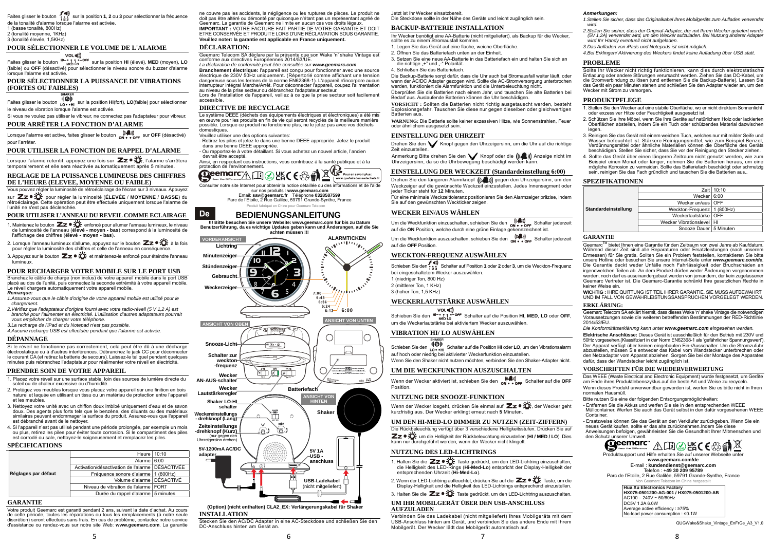Faites glisser le bouton sur la position **1**, **2** ou **3** pour sélectionner la fréquence de la tonalité d'alarme lorsque l'alarme est activée.

1 (basse tonalité, 800Hz)

2 (tonalité moyenne, 1KHz)

3 (tonalité élevée, 1,5KHz)

## POUR SÉLECTIONNER LE VOLUME DE L'ALARME

Faites glisser le bouton VOL sur la position **HI** (élevé), **MED** (moyen), **LO** (faible) ou **OFF** (désactivé) pour sélectionner le niveau sonore du buzzer d'alarme lorsque l'alarme est activée.

## POUR SÉLECTIONNER LA PUISSANCE DE VIBRATIONS (FORTES OU FAIBLES)

Faites glisser le bouton SHAKER sur la position **HI**(fort), **LO**(faible) pour sélectionner le niveau de vibration lorsque l'alarme est activée.

Si vous ne voulez pas utiliser le vibreur, ne connectez pas l'adaptateur pour vibreur.

## POUR ARRÊTER LA FONCTION D'ALARME

Lorsque l'alarme est active, faites glisser le bouton ON • • OFF sur **OFF** (désactivé) pour l'arrêter.

## POUR UTILISER LA FONCTION DE RAPPEL D'ALARME

Lorsque l'alarme retentit, appuyez une fois sur Zz • ☼, l'alarme s'arrêtera temporairement et elle sera réactivée automatiquement après 5 minutes.

## REGLAGE DE LA PUISSANCE LUMINEUSE DES CHIFFRES DE L'HEURE (ELEVEE, MOYENNE OU FAIBLE)

Vous pouvez régler la luminosité de rétroéclairage de l'écran sur 3 niveaux. Appuyez sur Zz • ☼ pour régler la luminosité (**ÉLEVÉE** / **MOYENNE** / **BASSE**) du rétroéclairage. Cette opération peut être effectuée uniquement lorsque l'alarme de l'unité ne s'est pas déclenchée.

## POUR UTILISER L'ANNEAU DU REVEIL COMME ECLAIRAGE

1. Maintenez le bouton Zz • ☼ enfoncé pour allumer l'anneau lumineux, le niveau de luminosité de l'anneau (**élevé - moyen - bas**) correspond à la luminosité de l'affichage des chiffres (**élevé - moyen - bas**).
2. Lorsque l'anneau lumineux s'allume, appuyez sur le bouton Zz • ☼ à la fois pour régler la luminosité des chiffres et celle de l'anneau en conséquence.
3. Appuyez sur le bouton Zz • ☼ et maintenez-le enfoncé pour éteindre l'anneau lumineux.

## POUR RECHARGER VOTRE MOBILE SUR LE PORT USB

Branchez le câble de charge (non inclus) de votre appareil mobile dans le port USB placé au dos de l'unité, puis connectez la seconde extrémité à votre appareil mobile. Le réveil chargera automatiquement votre appareil mobile.

*Remarque:*

*1.Assurez-vous que le câble d'origine de votre appareil mobile est utilisé pour le chargement.*

*2.Vérifiez que l'adaptateur d'origine fourni avec votre radio-réveil (5 V 1,2 A) est branché pour l'alimenter en électricité. L'utilisation d'autres adaptateurs pourrait vous empêcher de charger votre téléphone.*

*3.La recharge de l'iPad et du Notepad n'est pas possible.*

*4.Aucune recharge USB est effectuée pendant que l'alarme est activée.*

## DÉPANNAGE

Si le réveil ne fonctionne pas correctement, cela peut être dû à une décharge électrostatique ou à d'autres interférences. Débranchez le jack CC pour déconnecter le courant CA (et retirez la batterie de secours). Laissez-le tel quel pendant quelques minutes puis rebranchez l'adaptateur pour réalimenter votre réveil en électricité.

## PRENDRE SOIN DE VOTRE APPAREIL

1. Placez votre réveil sur une surface stable, loin des sources de lumière directe du soleil ou de chaleur excessive ou d'humidité.
2. Protégez vos meubles lorsque vous placez votre appareil sur une finition en bois naturel et laquée en utilisant un tissu ou un matériau de protection entre l'appareil et les meubles.
3. Nettoyez votre unité avec un chiffon doux imbibé uniquement d'eau et de savon doux. Des agents plus forts tels que le benzène, des diluants ou des matériaux similaires peuvent endommager la surface du produit. Assurez-vous que l'appareil est débranché avant de le nettoyer.
4. Si l'appareil n'est pas utilisé pendant une période prolongée, par exemple un mois ou plus, retirez les piles pour éviter toute corrosion. Si le compartiment des piles est corrodé ou sale, nettoyez-le soigneusement et remplacez les piles.

## SPÉCIFICATIONS

| | | |
|---|---|---|
| Réglages par défaut | Heure | 10:10 |
| | Alarme | 6:00 |
| | Activation/désactivation de l'alarme | DÉSACTIVÉE |
| | Fréquence sonore d'alarme | 1 (800Hz) |
| | Volume d'alarme | DÉSACTIVÉ |
| | Niveau de vibration de l'alarme | FORT |
| | Durée du rappel d'alarme | 5 minutes |

## GARANTIE

Votre produit Geemarc est garanti pendant 2 ans, suivant la date d'achat. Au cours de cette période, toutes les réparations ou tous les remplacements (à notre seule discrétion) seront effectués sans frais. En cas de problème, contactez notre service d'assistance ou rendez-vous sur notre site Web: **www.geemarc.com**. La garantie ne couvre pas les accidents, la négligence ou les ruptures de pièces. Le produit ne doit pas être altéré ou démonté par quiconque n'étant pas un représentant agréé de Geemarc. La garantie de Geemarc ne limite en aucun cas vos droits légaux.

**IMPORTANT : VOTRE FACTURE FAIT PARTIE DE VOTRE GARANTIE ET DOIT ETRE CONSERVÉE ET PRODUITE LORS D'UNE RÉCLAMATION SOUS GARANTIE.**

**Veuillez noter: la garantie est applicable en France uniquement.**

## DÉCLARATION:

Geemarc Telecom SA déclare par la présente que son Wake 'n' shake Vintage est conforme aux directives Européennes 2014/53/UE.

*La déclaration de conformité peut être consultée sur* ***www.geemarc.com***

**Branchement électrique:** l'appareil est conçu pour fonctionner avec une source électrique de 230V 50Hz uniquement. (Répertorié comme affichant une tension dangereuse sous les termes de la norme EN62368-1). L'appareil n'incorpore aucun interrupteur intégral Marche/Arrêt. Pour déconnecter l'appareil, coupez l'alimentation au niveau de la prise secteur ou débranchez l'adaptateur secteur.

Lors de l'installation de l'appareil, veillez à ce que la prise secteur soit facilement accessible.

## DIRECTIVE DE RECYCLAGE

Le système DEEE (déchets des équipements électriques et électroniques) a été mis en œuvre pour les produits en fin de vie qui seront recyclés de la meilleure manière possible. Lorsque ce produit ne fonctionne plus, ne le jetez pas avec vos déchets domestiques.

Veuillez utiliser une des options suivantes:

- Retirez les piles et jetez-le dans une benne DEEE appropriée. Jetez le produit dans une benne DEEE appropriée.
- Ou rapportez-le à votre détaillant. Si vous achetez un nouvel article, l'ancien devrait être accepté.

Ainsi, en respectant ces instructions, vous contribuez à la santé publique et à la protection de l'environnement.

Pour en savoir plus : www.quefairedemesdechets.fr

Consulter notre site Internet pour obtenir la notice détaillée ou des informations et de l'aide sur nos produits : **www.geemarc.com**

Email: **sav@geemarc.fr** Téléphone **0328587599**

Parc de l'Etoile, 2 Rue Galilée, 59791 Grande-Synthe, France

Produit fabriqué en Chine pour Geemarc Telecom

# De BEDIENUNGSANLEITUNG

**!!! Bitte besuchen Sie unsere Website: www.geemarc.com für bis zu Datum Benutzerführung, da es wichtige Updates geben kann und Änderungen, auf die Sie achten müssen !!!**

VORDERANSICHT

Lichtring

Minutenzeiger

Stúndenzeiger

Gebraucht

Weckerzeiger

ALARMTICKEN

7:00
6:48
6:36
6:24
6:12 6:00

ANSICHT VON OBEN

ANSICHT VON UNTEN

Snooze-Licht

Schalter zur weckton -frequenz

Wecker AN-AUS-schalter

Wecker Lautstärkeregler

Shaker LO-HI schalter

Batteriefach

ANSICHT VON HINTEN

Shaker

Weckereinstellungs - drehknopf (Lang)

Zeiteinstellungs -drehknopf (Kurz) (nur gegen den Uhrzeigersinn drehen)

5V-1200mA AC/DC adapter

5V 1A USB - anschluss

USB-Ladekabel (nicht mitgeliefert)

(Option) (nicht enthalten) CLA2_EX: Verlängerungskabel für Shaker

## INSTALLATION

Stecken Sie den AC/DC Adapter in eine AC-Steckdose und schließen Sie den DC-Anschluss hinten am Gerät an.

Jetzt ist Ihr Wecker einsatzbereit.

Die Steckdose sollte in der Nähe des Geräts und leicht zugänglich sein.

## BACKUP-BATTERIE INSTALLATION

Ihr Wecker benötigt eine AA-Batterie (nicht mitgeliefert), als Backup für die Wecker, sollte es zu einem Stromausfall kommen.

1. Legen Sie das Gerät auf eine flache, weiche Oberfläche.
2. Öffnen Sie das Batteriefach unten an der Einheit.
3. Setzen Sie eine neue AA-Batterie in das Batteriefach ein und halten Sie sich an die richtige „+" und „-" Polarität.
4. Schließen Sie das Batteriefach.

Die Backup-Batterie sorgt dafür, dass die Uhr auch bei Stromausfall weiter läuft, oder wenn der AC/DC Adapter gezogen wird. Sollte die AC-Stromversorgung unterbrochen werden, funktioniert die Alarmfunktion und die Unterbeleuchtung nicht.

Überprüfen Sie die Batterien nach einem Jahr, und tauschen Sie alte Batterien bei Bedarf aus. Auslaufende Batterien können die Uhr beschädigen.

**VORSICHT :** Sollten die Batterien nicht richtig ausgetauscht werden, besteht Explosionsgefahr. Tauschen Sie diese nur gegen dieselben oder gleichwertigen Batterien aus.

**WARNUNG:** Die Batterie sollte keiner exzessiven Hitze, wie Sonnenstrahlen, Feuer oder ähnlichem ausgesetzt sein.

## EINSTELLUNG DER UHRZEIT

Drehen Sie den Knopf gegen den Uhrzeigersinn, um die Uhr auf die richtige Zeit einzustellen.

Anmerkung Bitte drehen Sie den Knopf oder die Anzeige nicht im Uhrzeigersinn, da so die Uhrbewegung beschädigt werden kann.

## EINSTELLUNG DER WECKZEIT (Standardeinstellung 6:00)

Drehen Sie den längeren Alarmknopf gegen den Uhrzeigersinn, um den Weckzeiger auf die gewünschte Weckzeit einzustellen. Jedes Innensegment oder jeder Ticker steht für **12** Minuten.

Für eine minimale Weckzeittoleranz positionieren Sie den Alarmzeiger präzise, indem Sie auf den gewünschten Weckticker zeigen.

## WECKER EIN/AUS WÄHLEN

Um die Weckfunktion einzuschalten, schieben Sie den ON • • OFF Schalter jederzeit auf die **ON** Position, welche durch eine grüne Einlage gekennzeichnet ist.

Um die Weckfunktion auszuschalten, schieben Sie den ON • • OFF Schalter jederzeit auf die **OFF** Position.

## WECKTON-FREQUENZ AUSWÄHLEN

Schieben Sie den Schalter auf Position **1** oder **2** oder **3**, um die Weckton-Frequenz bei eingeschaltetem Wecker auszuwählen.

1 (niedriger Ton, 800 Hz)

2 (mittlerer Ton, 1 KHz)

3 (hoher Ton, 1,5 KHz)

## WECKERLAUTSTÄRKE AUSWÄHLEN

Schieben Sie den VOL Schalter auf die Position **HI**, **MED**, **LO** oder **OFF**, um die Weckerlautstärke bei aktiviertem Wecker auszuwählen.

## VIBRATION HI/ LO AUSWÄHLEN

Schieben Sie den SHAKER Schalter auf die Position **HI** oder **LO**, um den Vibrationsalarm auf hoch oder niedrig bei aktivierter Weckerfunktion einzustellen.

Wenn Sie den Shaker nicht nutzen möchten, verbinden Sie den Shaker-Adapter nicht.

## UM DIE WECKFUNKTION AUSZUSCHALTEN

Wenn der Wecker aktiviert ist, schieben Sie den ON • • OFF Schalter auf die **OFF** Position.

## NUTZUNG DER SNOOZE-FUNKTION

Wenn der Wecker losgeht, drücken Sie einmal auf Zz • ☼, der Wecker geht kurzfristig aus. Der Wecker erklingt erneut nach **5** Minuten.

## UM DEN HI-MED-LO DIMMER ZU NUTZEN (ZEIT-ZIFFERN)

Die Rückbeleuchtung verfügt über 3 verschiedene Helligkeitsstufen. Drücken Sie auf Zz • ☼ um die Helligkeit der Rückbeleuchtung einzustellen (**HI / MED / LO**). Dies kann nur durchgeführt werden, wenn der Wecker nicht klingelt.

## NUTZUNG DES LED-LICHTRINGS

1. Halten Sie die Zz • ☼ Taste gedrückt, um den LED-Lichtring einzuschalten, die Helligkeit des LED-Rings (**Hi-Med-Lo**) entspricht der Display-Helligkeit der entsprechenden Uhrzeit (**Hi-Med-Lo**).
2. Wenn der LED-Lichtring aufleuchtet, drücken Sie auf die Zz • ☼ Taste, um die Display-Helligkeit und die Helligkeit des LED-Lichtrings entsprechend einzustellen.
3. Halten Sie die Zz • ☼ Taste gedrückt, um den LED-Lichtring auszuschalten.

## UM IHR MOBILGERÄT ÜBER DEN USB-ANSCHLUSS AUFZULADEN

Verbinden Sie das Ladekabel (nicht mitgeliefert) Ihres Mobilgeräts mit dem USB-Anschluss hinten am Gerät, und verbinden Sie das andere Ende mit Ihrem Mobilgerät. Der Wecker lädt das Mobilgerät automatisch auf.

***Anmerkungen:***

*1.Stellen Sie sicher, dass das Originalkabel Ihres Mobilgeräts zum Aufladen verwendet wird.*

*2.Stellen Sie sicher, dass der Original-Adapter, der mit Ihrem Wecker geliefert wurde (5V 1,2A) verwendet wird, um den Wecker aufzuladen. Bei Nutzung anderer Adapter wird Ihr Handy eventuell nicht aufgeladen.*

*3.Das Aufladen von iPads und Notepads ist nicht möglich.*

*4.Bei Erklingen/ Aktivierung des Weckers findet keine Aufladung über USB statt.*

## PROBLEME

Sollte Ihr Wecker nicht richtig funktionieren, kann dies durch elektrostatische Entladung oder andere Störungen verursacht werden. Ziehen Sie das DC-Kabel, um die Stromverbindung zu lösen (und entfernen Sie die Backup-Batterie). Lassen Sie das Gerät ein paar Minuten stehen und schließen Sie den Adapter wieder an, um den Wecker mit Strom zu versorgen.

## PRODUKTPFLEGE

1. Stellen Sie den Wecker auf eine stabile Oberfläche, wo er nicht direktem Sonnenlicht oder exzessiver Hitze oder Feuchtigkeit ausgesetzt ist.
2. Schützen Sie Ihre Möbel, wenn Sie Ihre Geräte auf natürlichem Holz oder lackierten Oberflächen abstellen, indem Sie ein Tuch oder schützendes Material dazwischen legen.
3. Reinigen Sie das Gerät mit einem weichen Tuch, welches nur mit milder Seife und Wasser befeuchtet ist. Stärkere Reinigungsmittel, wie zum Beispiel Benzol, Verdünnungsmittel oder ähnliche Materialien können die Oberfläche des Geräts beschädigen. Stellen Sie sicher, dass Sie vor der Reinigung den Stecker ziehen.
4. Sollte das Gerät über einen längeren Zeitraum nicht genutzt werden, wie zum Beispiel einen Monat oder länger, nehmen Sie die Batterien heraus, um eine mögliche Korrosion zu vermeiden. Sollte das Batteriefach beschädigt oder schmutzig sein, reinigen Sie das Fach gründlich und tauschen Sie die Batterien aus..

## SPEZIFIKATIONEN

| | | |
|---|---|---|
| Standardeinstellung | Zeit | 10:10 |
| | Wecker | 6:00 |
| | Wecker an/aus | OFF |
| | Weckton-Frequenz | 1 (800Hz) |
| | Weckerlautstärke | OFF |
| | Wecker Vibrationslevel | HI |
| | Snooze Dauer | 5 Minuten |

## GARANTIE

Geemarc[TM] bietet Ihnen eine Garantie für den Zeitraum von zwei Jahre ab Kaufdatum. Während dieser Zeit sind alle Reparaturen oder Ersatzleistungen (nach unserem Ermessen) für Sie gratis. Sollten Sie ein Problem feststellen, kontaktieren Sie bitte unsere Hotline oder besuchen Sie unsere Internet-Seite unter ***www.geemarc.com/de***. Die Garantie deckt weder Unfälle noch Fahrlässigkeit oder Bruchschäden an irgendwelchen Teilen ab. An dem Produkt dürfen weder Änderungen vorgenommen werden, noch darf es auseinandergebaut werden von jemandem, der kein zugelassener Geemarc Vertreter ist. Die Geemarc-Garantie schränkt Ihre gesetzlichen Rechte in keiner Weise ein.

**WICHTIG :** IHRE QUITTUNG IST TEIL IHRER GARANTIE. SIE MUSS AUFBEWAHRT UND IM FALL VON GEWÄHRLEISTUNGSANSPRÜCHEN VORGELEGT WERDEN.

## ERKLÄRUNG:

Geemarc Telecom SA erklärt hiermit, dass dieses Wake 'n' shake Vintage die notwendigen Voraussetzungen sowie die weiteren betreffenden Bestimmungen der RED-Richtlinie 2014/53/EU.

*Die Konformitätserklärung kann unter* ***www.geemarc.com*** *eingesehen warden.*

**Elektrische Anschlüsse:** Dieses Gerät ist ausschließlich für den Betrieb mit 230V und 50Hz vorgesehen.(Klassifiziert in der Norm EN62368-1 als 'gefährlicher Spannungswert'). Der Apparat verfügt über keinen eingebauten Ein-/Ausschalter. Um die Stromzufuhr abzustellen, müssen Sie entweder das Kabel vom Wandstecker unterbrechen oder den Netzadapter vom Apparat abziehen. Sorgen Sie bei der Montage des Apparates dafür, dass der Wandstecker leicht zugänglich ist.

## VORSCHRIFTEN FÜR DIE WIEDERVERWERTUNG

Das WEEE (Waste Electrical and Electronic Equipment) wurde festgesetzt, um Geräte am Ende ihres Produktlebenszyklus auf die beste Art und Weise zu recyceln.

Wenn dieses Produkt unverwendbar geworden ist, werfen Sie es bitte nicht in Ihren normalen Hausmüll.

Bitte nutzen Sie eine der folgenden Entsorgungsmöglichkeiten:

- Entfernen Sie die Akkus und werfen Sie sie in den entsprechenden WEEE Müllcontainer. Werfen Sie auch das Gerät selbst in den dafür vorgesehenen WEEE Container.
- Ersatzweise können Sie das Gerät an den Verkäufer zurückgeben. Wenn Sie ein neues Gerät kaufen, sollte er das alte zurücknehmen.Indem Sie diese Anweisungen befolgen, gewährleisten Sie die Gesundheit Ihrer Mitmenschen und den Schutz unserer Umwelt.

Produktsupport und Hilfe erhalten Sie auf unserer Webseite unter **www.geemarc.com/de**

E-mail : **kundendienst@geemarc.com**

Telefon : **+49 30 209 95789**

Parc de l'Etoile, 2 Rue Galilée, 59791 Grande-Synthe, France

Von Geemarc Telecom im China hergestellt

| |
|---|
| **Hua Xu Electronics Factory** |
| **HX075-0501200-AG-001 / HX075-0501200-AB** |
| AC100 – 240V ~ 50/60Hz |
| DC5V 1.2A 6.0W |
| Average active efficiency : ≥75% |
| No-load power consumption : ≤0.1W |

QUGWake&Shake_Vintage_EnFrGe_A3_V1.0